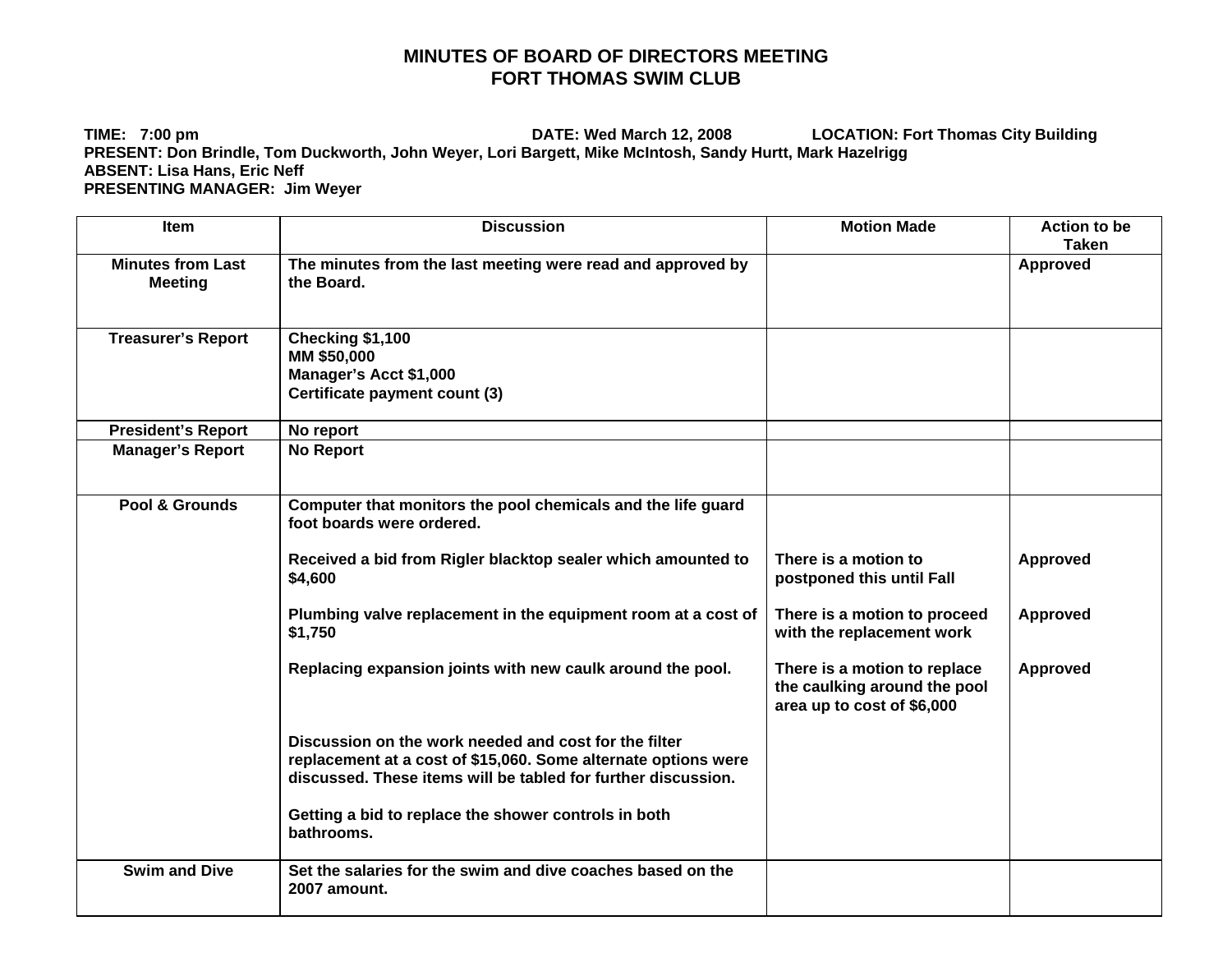# MINUTES OF BOARD OF DIRECTORS MEETING
# FORT THOMAS SWIM CLUB

**TIME: 7:00 pm** **DATE: Wed March 12, 2008** **LOCATION: Fort Thomas City Building**
**PRESENT: Don Brindle, Tom Duckworth, John Weyer, Lori Bargett, Mike McIntosh, Sandy Hurtt, Mark Hazelrigg**
**ABSENT: Lisa Hans, Eric Neff**
**PRESENTING MANAGER: Jim Weyer**

| Item | Discussion | Motion Made | Action to be Taken |
|---|---|---|---|
| Minutes from Last Meeting | The minutes from the last meeting were read and approved by the Board. | | Approved |
| Treasurer's Report | Checking $1,100<br>MM $50,000<br>Manager's Acct $1,000<br>Certificate payment count (3) | | |
| President's Report | No report | | |
| Manager's Report | No Report | | |
| Pool & Grounds | Computer that monitors the pool chemicals and the life guard foot boards were ordered. | | |
| | Received a bid from Rigler blacktop sealer which amounted to $4,600 | There is a motion to postponed this until Fall | Approved |
| | Plumbing valve replacement in the equipment room at a cost of $1,750 | There is a motion to proceed with the replacement work | Approved |
| | Replacing expansion joints with new caulk around the pool. | There is a motion to replace the caulking around the pool area up to cost of $6,000 | Approved |
| | Discussion on the work needed and cost for the filter replacement at a cost of $15,060. Some alternate options were discussed. These items will be tabled for further discussion. | | |
| | Getting a bid to replace the shower controls in both bathrooms. | | |
| Swim and Dive | Set the salaries for the swim and dive coaches based on the 2007 amount. | | |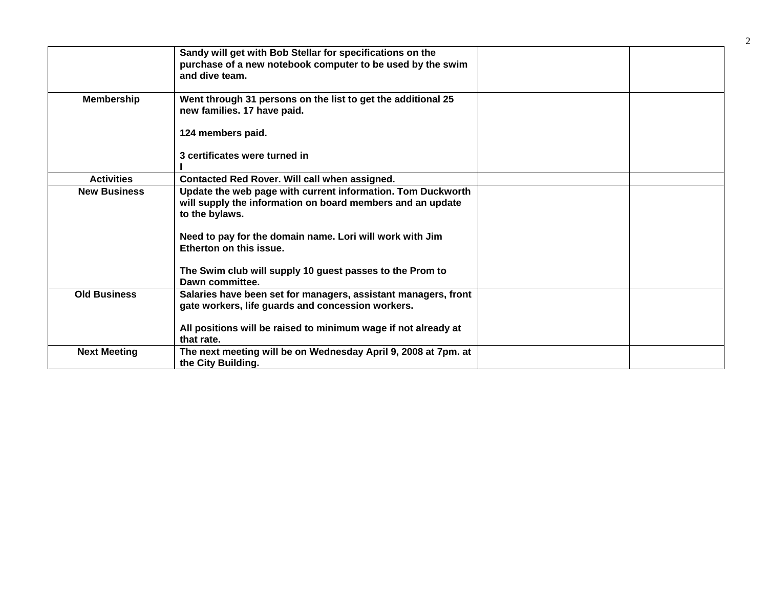| | | | |
|---|---|---|---|
| | **Sandy will get with Bob Stellar for specifications on the purchase of a new notebook computer to be used by the swim and dive team.** | | |
| **Membership** | **Went through 31 persons on the list to get the additional 25 new families. 17 have paid.**<br><br>**124 members paid.**<br><br>**3 certificates were turned in**<br>**I** | | |
| **Activities** | **Contacted Red Rover. Will call when assigned.** | | |
| **New Business** | **Update the web page with current information. Tom Duckworth will supply the information on board members and an update to the bylaws.**<br><br>**Need to pay for the domain name. Lori will work with Jim Etherton on this issue.**<br><br>**The Swim club will supply 10 guest passes to the Prom to Dawn committee.** | | |
| **Old Business** | **Salaries have been set for managers, assistant managers, front gate workers, life guards and concession workers.**<br><br>**All positions will be raised to minimum wage if not already at that rate.** | | |
| **Next Meeting** | **The next meeting will be on Wednesday April 9, 2008 at 7pm. at the City Building.** | | |